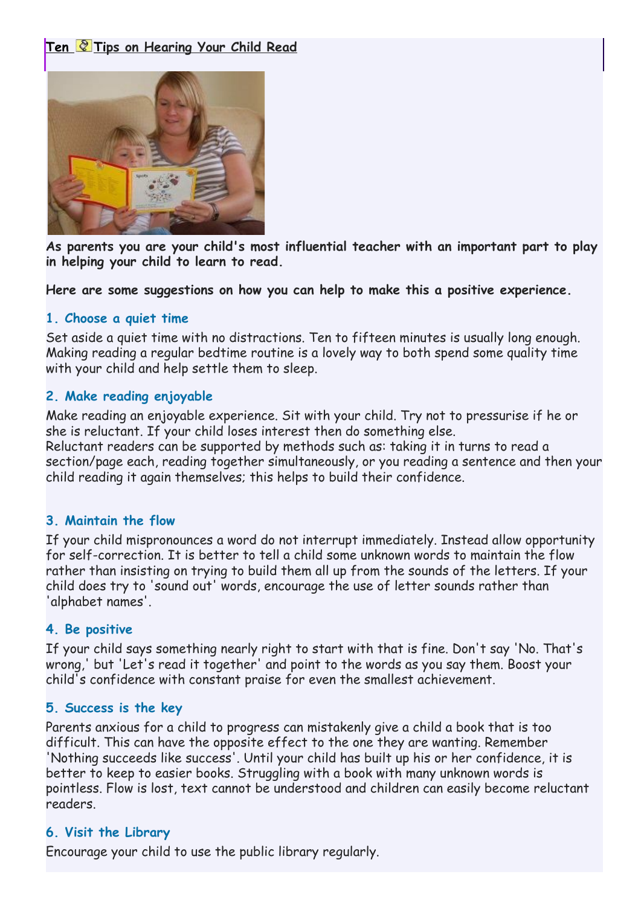# Ten Tips on Hearing Your Child Read

**As parents you are your child's most influential teacher with an important part to play in helping your child to learn to read.**

**Here are some suggestions on how you can help to make this a positive experience.**

### 1. Choose a quiet time

Set aside a quiet time with no distractions. Ten to fifteen minutes is usually long enough. Making reading a regular bedtime routine is a lovely way to both spend some quality time with your child and help settle them to sleep.

### 2. Make reading enjoyable

Make reading an enjoyable experience. Sit with your child. Try not to pressurise if he or she is reluctant. If your child loses interest then do something else.
Reluctant readers can be supported by methods such as: taking it in turns to read a section/page each, reading together simultaneously, or you reading a sentence and then your child reading it again themselves; this helps to build their confidence.

### 3. Maintain the flow

If your child mispronounces a word do not interrupt immediately. Instead allow opportunity for self-correction. It is better to tell a child some unknown words to maintain the flow rather than insisting on trying to build them all up from the sounds of the letters. If your child does try to 'sound out' words, encourage the use of letter sounds rather than 'alphabet names'.

### 4. Be positive

If your child says something nearly right to start with that is fine. Don't say 'No. That's wrong,' but 'Let's read it together' and point to the words as you say them. Boost your child's confidence with constant praise for even the smallest achievement.

### 5. Success is the key

Parents anxious for a child to progress can mistakenly give a child a book that is too difficult. This can have the opposite effect to the one they are wanting. Remember 'Nothing succeeds like success'. Until your child has built up his or her confidence, it is better to keep to easier books. Struggling with a book with many unknown words is pointless. Flow is lost, text cannot be understood and children can easily become reluctant readers.

### 6. Visit the Library

Encourage your child to use the public library regularly.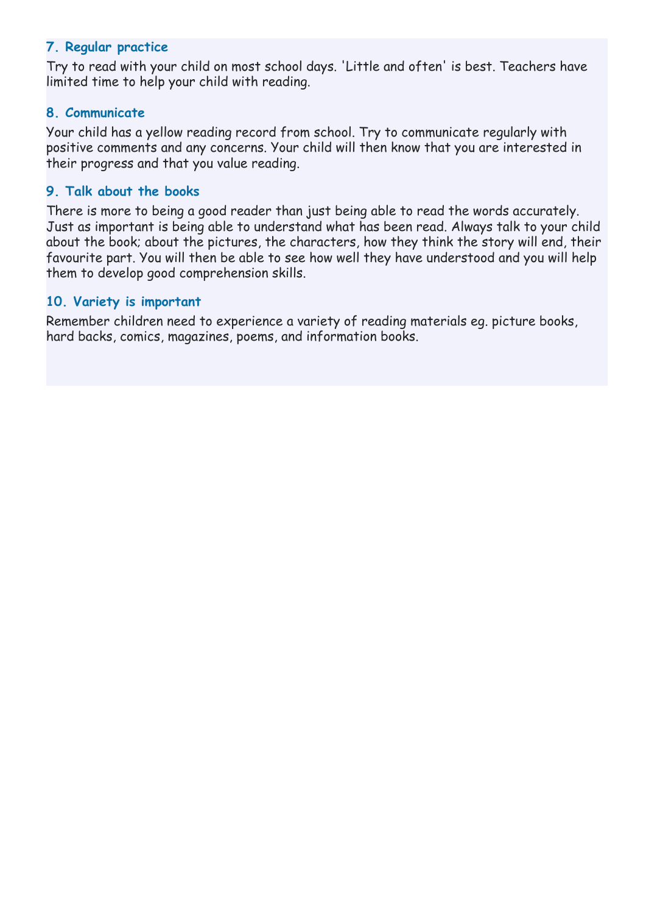### 7. Regular practice

Try to read with your child on most school days. 'Little and often' is best. Teachers have limited time to help your child with reading.

### 8. Communicate

Your child has a yellow reading record from school. Try to communicate regularly with positive comments and any concerns. Your child will then know that you are interested in their progress and that you value reading.

### 9. Talk about the books

There is more to being a good reader than just being able to read the words accurately. Just as important is being able to understand what has been read. Always talk to your child about the book; about the pictures, the characters, how they think the story will end, their favourite part. You will then be able to see how well they have understood and you will help them to develop good comprehension skills.

### 10. Variety is important

Remember children need to experience a variety of reading materials eg. picture books, hard backs, comics, magazines, poems, and information books.